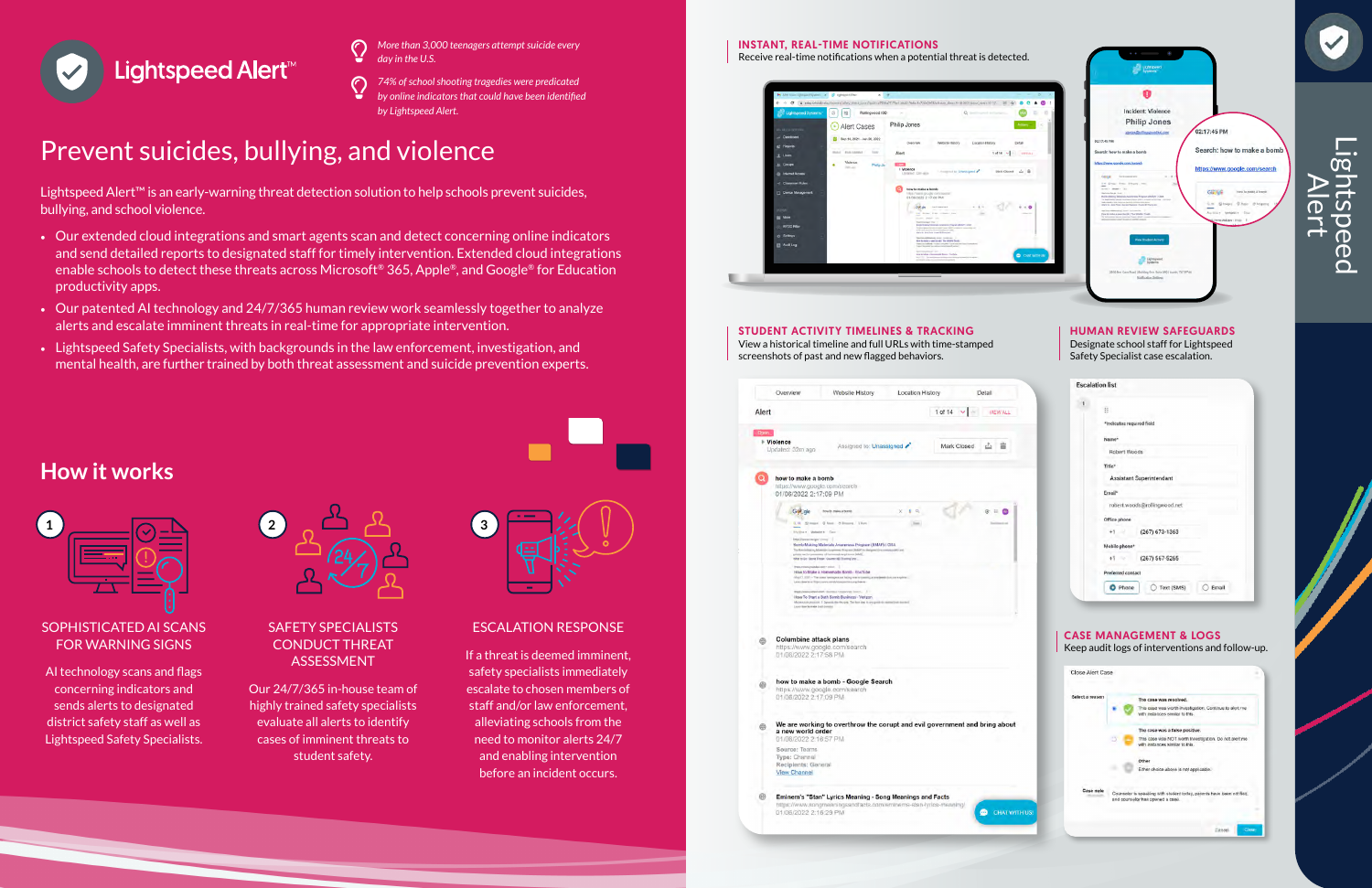# Lightspeed Alert™

*More than 3,000 teenagers attempt suicide every day in the U.S.*

*74% of school shooting tragedies were predicated by online indicators that could have been identified by Lightspeed Alert.*

## Prevent suicides, bullying, and violence

Lightspeed Alert™ is an early-warning threat detection solution to help schools prevent suicides, bullying, and school violence.

- Our extended cloud integrations and smart agents scan and detect concerning online indicators and send detailed reports to designated staff for timely intervention. Extended cloud integrations enable schools to detect these threats across Microsoft® 365, Apple®, and Google® for Education productivity apps.
- Our patented AI technology and 24/7/365 human review work seamlessly together to analyze alerts and escalate imminent threats in real-time for appropriate intervention.
- Lightspeed Safety Specialists, with backgrounds in the law enforcement, investigation, and mental health, are further trained by both threat assessment and suicide prevention experts.

## How it works

### 1. SOPHISTICATED AI SCANS FOR WARNING SIGNS

AI technology scans and flags concerning indicators and sends alerts to designated district safety staff as well as Lightspeed Safety Specialists.

### 2. SAFETY SPECIALISTS CONDUCT THREAT ASSESSMENT

Our 24/7/365 in-house team of highly trained safety specialists evaluate all alerts to identify cases of imminent threats to student safety.

### 3. ESCALATION RESPONSE

If a threat is deemed imminent, safety specialists immediately escalate to chosen members of staff and/or law enforcement, alleviating schools from the need to monitor alerts 24/7 and enabling intervention before an incident occurs.

### INSTANT, REAL-TIME NOTIFICATIONS

Receive real-time notifications when a potential threat is detected.

### STUDENT ACTIVITY TIMELINES & TRACKING

View a historical timeline and full URLs with time-stamped screenshots of past and new flagged behaviors.

### HUMAN REVIEW SAFEGUARDS

Designate school staff for Lightspeed Safety Specialist case escalation.

### CASE MANAGEMENT & LOGS

Keep audit logs of interventions and follow-up.

Lightspeed Alert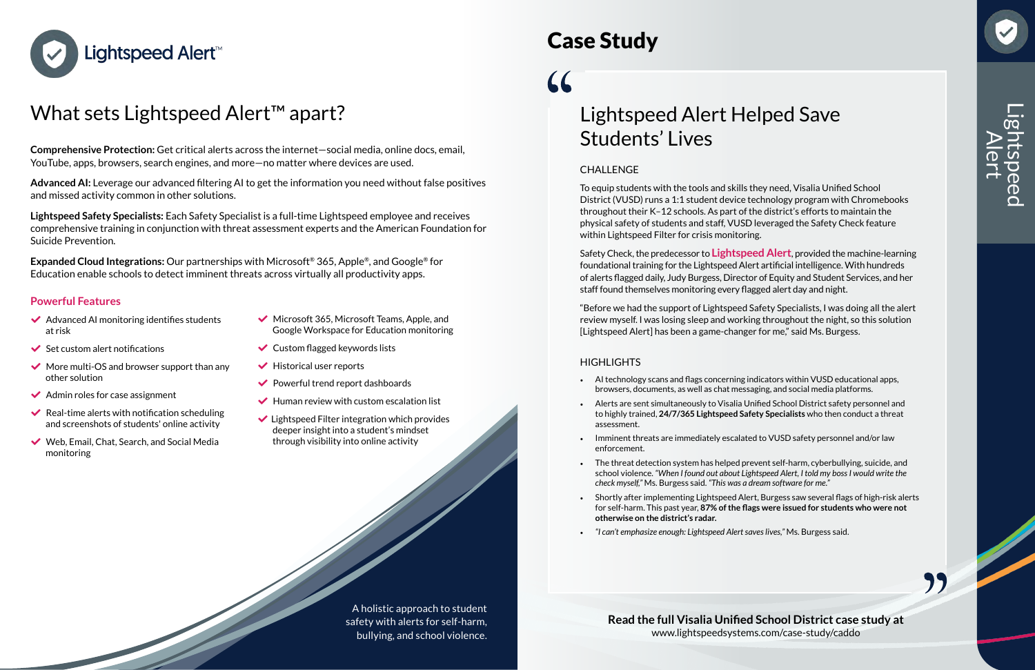Lightspeed Alert™

# What sets Lightspeed Alert™ apart?

**Comprehensive Protection:** Get critical alerts across the internet—social media, online docs, email, YouTube, apps, browsers, search engines, and more—no matter where devices are used.

**Advanced AI:** Leverage our advanced filtering AI to get the information you need without false positives and missed activity common in other solutions.

**Lightspeed Safety Specialists:** Each Safety Specialist is a full-time Lightspeed employee and receives comprehensive training in conjunction with threat assessment experts and the American Foundation for Suicide Prevention.

**Expanded Cloud Integrations:** Our partnerships with Microsoft® 365, Apple®, and Google® for Education enable schools to detect imminent threats across virtually all productivity apps.

## Powerful Features

- Advanced AI monitoring identifies students at risk
- Set custom alert notifications
- More multi-OS and browser support than any other solution
- Admin roles for case assignment
- Real-time alerts with notification scheduling and screenshots of students' online activity
- Web, Email, Chat, Search, and Social Media monitoring
- Microsoft 365, Microsoft Teams, Apple, and Google Workspace for Education monitoring
- Custom flagged keywords lists
- Historical user reports
- Powerful trend report dashboards
- Human review with custom escalation list
- Lightspeed Filter integration which provides deeper insight into a student's mindset through visibility into online activity

A holistic approach to student safety with alerts for self-harm, bullying, and school violence.

# Case Study

## Lightspeed Alert Helped Save Students' Lives

### CHALLENGE

To equip students with the tools and skills they need, Visalia Unified School District (VUSD) runs a 1:1 student device technology program with Chromebooks throughout their K–12 schools. As part of the district's efforts to maintain the physical safety of students and staff, VUSD leveraged the Safety Check feature within Lightspeed Filter for crisis monitoring.

Safety Check, the predecessor to Lightspeed Alert, provided the machine-learning foundational training for the Lightspeed Alert artificial intelligence. With hundreds of alerts flagged daily, Judy Burgess, Director of Equity and Student Services, and her staff found themselves monitoring every flagged alert day and night.

"Before we had the support of Lightspeed Safety Specialists, I was doing all the alert review myself. I was losing sleep and working throughout the night, so this solution [Lightspeed Alert] has been a game-changer for me," said Ms. Burgess.

### HIGHLIGHTS

- AI technology scans and flags concerning indicators within VUSD educational apps, browsers, documents, as well as chat messaging, and social media platforms.
- Alerts are sent simultaneously to Visalia Unified School District safety personnel and to highly trained, **24/7/365 Lightspeed Safety Specialists** who then conduct a threat assessment.
- Imminent threats are immediately escalated to VUSD safety personnel and/or law enforcement.
- The threat detection system has helped prevent self-harm, cyberbullying, suicide, and school violence. *"When I found out about Lightspeed Alert, I told my boss I would write the check myself,"* Ms. Burgess said. *"This was a dream software for me."*
- Shortly after implementing Lightspeed Alert, Burgess saw several flags of high-risk alerts for self-harm. This past year, **87% of the flags were issued for students who were not otherwise on the district's radar.**
- *"I can't emphasize enough: Lightspeed Alert saves lives,"* Ms. Burgess said.

**Read the full Visalia Unified School District case study at**
www.lightspeedsystems.com/case-study/caddo

Lightspeed Alert